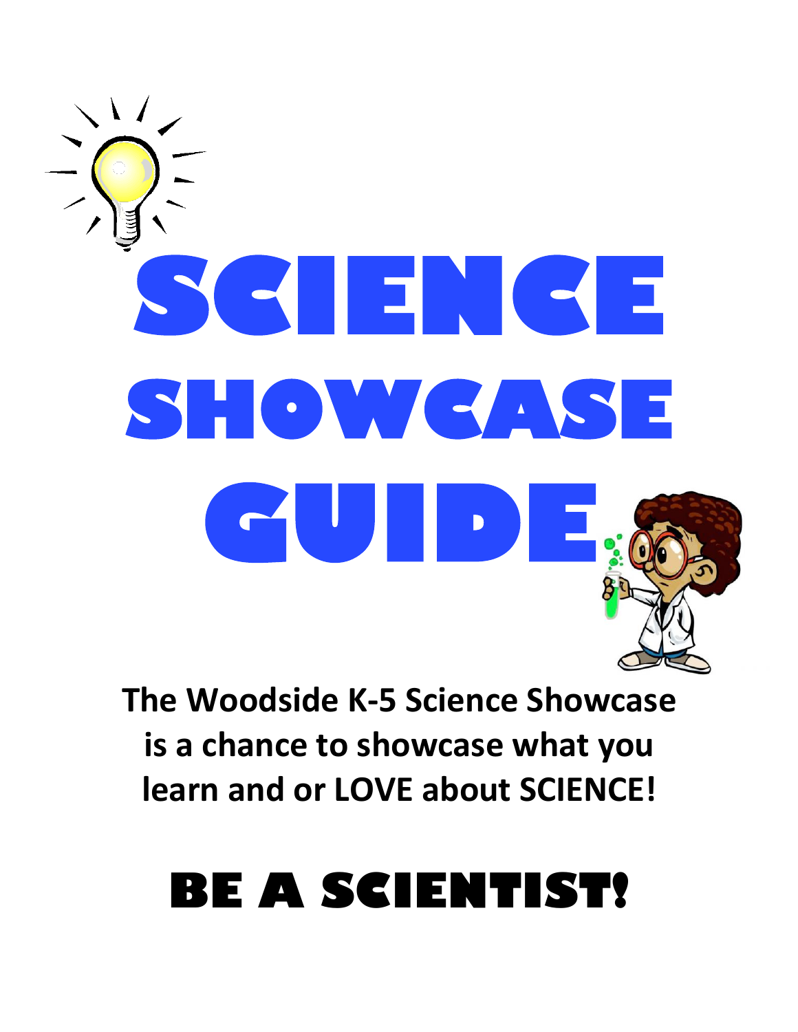# SCIENCE SHOWCASE GUIDE

**The Woodside K-5 Science Showcase is a chance to showcase what you learn and or LOVE about SCIENCE!**

# BE A SCIENTIST!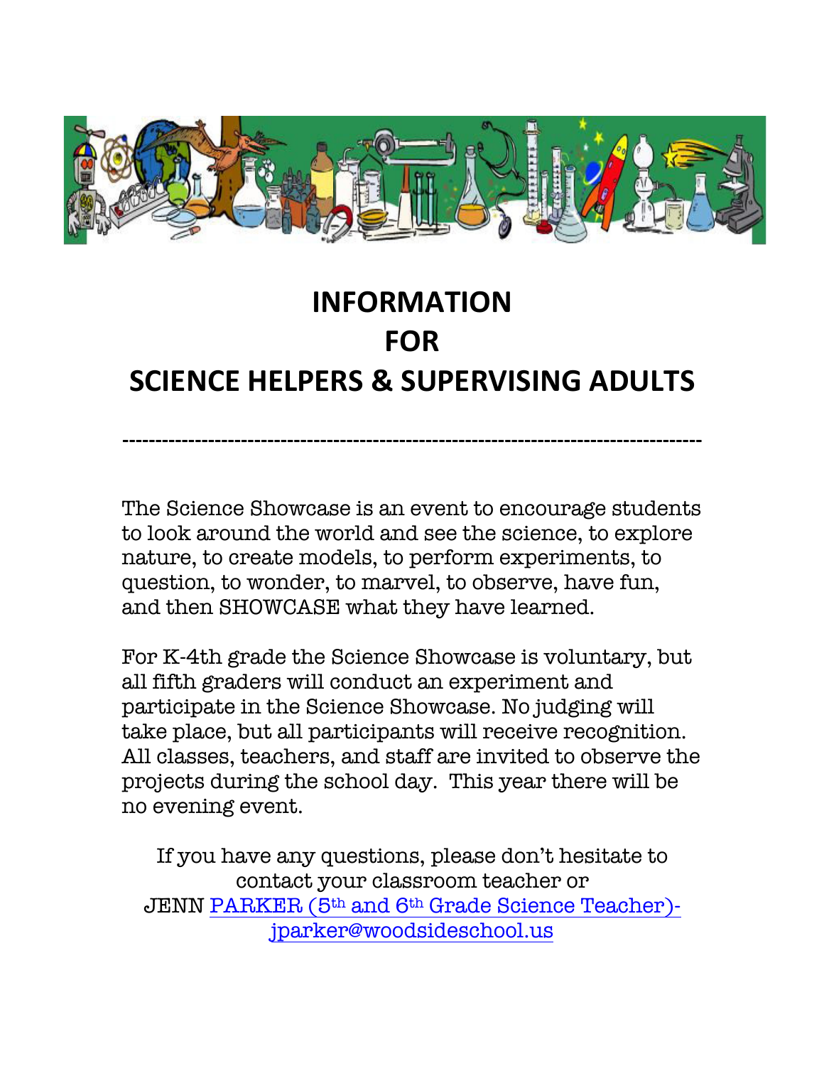# INFORMATION
# FOR
# SCIENCE HELPERS & SUPERVISING ADULTS

---

The Science Showcase is an event to encourage students to look around the world and see the science, to explore nature, to create models, to perform experiments, to question, to wonder, to marvel, to observe, have fun, and then SHOWCASE what they have learned.

For K-4th grade the Science Showcase is voluntary, but all fifth graders will conduct an experiment and participate in the Science Showcase. No judging will take place, but all participants will receive recognition. All classes, teachers, and staff are invited to observe the projects during the school day. This year there will be no evening event.

If you have any questions, please don't hesitate to contact your classroom teacher or JENN PARKER (5th and 6th Grade Science Teacher)- jparker@woodsideschool.us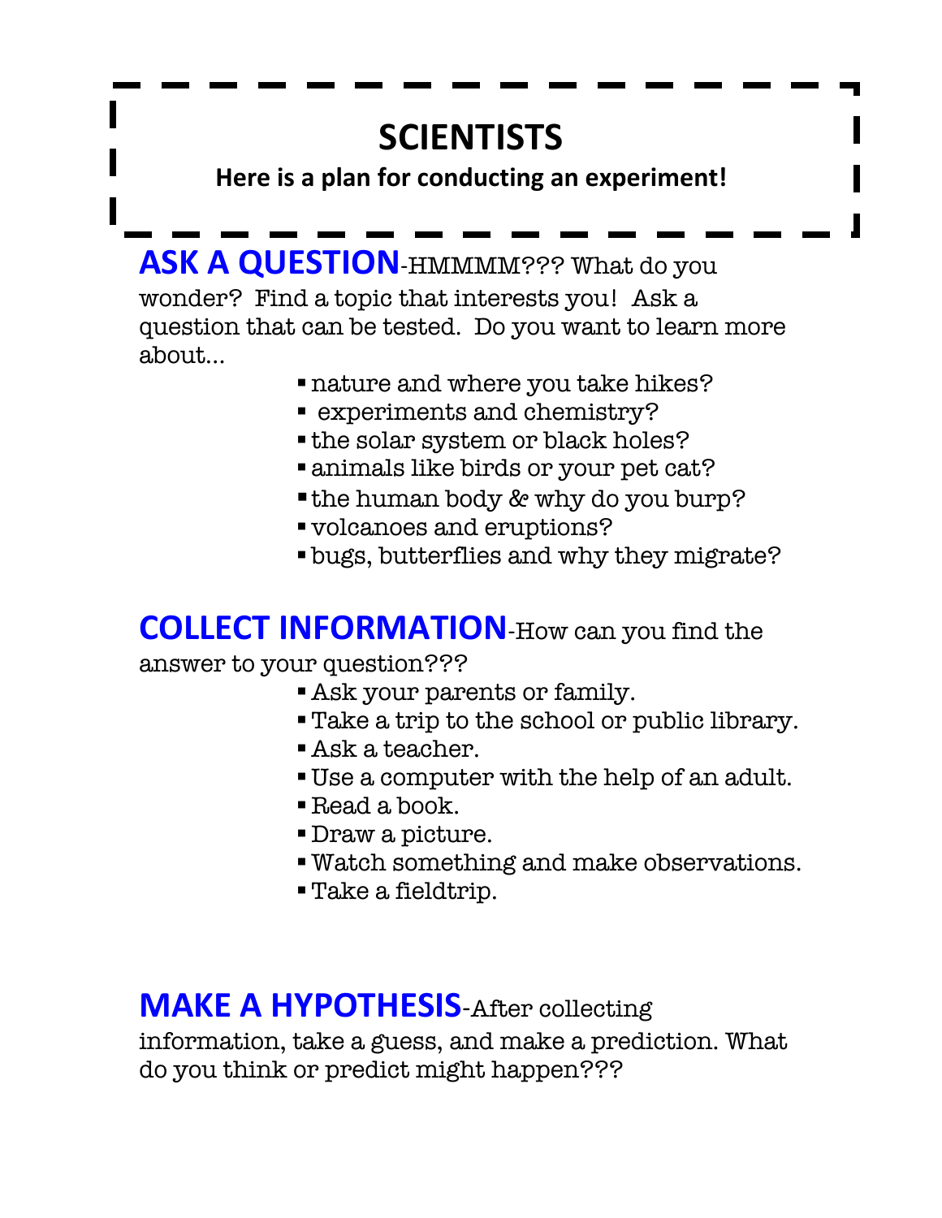# SCIENTISTS

**Here is a plan for conducting an experiment!**

## ASK A QUESTION

-HMMMM??? What do you wonder? Find a topic that interests you! Ask a question that can be tested. Do you want to learn more about…

- nature and where you take hikes?
- experiments and chemistry?
- the solar system or black holes?
- animals like birds or your pet cat?
- the human body & why do you burp?
- volcanoes and eruptions?
- bugs, butterflies and why they migrate?

## COLLECT INFORMATION

-How can you find the answer to your question???

- Ask your parents or family.
- Take a trip to the school or public library.
- Ask a teacher.
- Use a computer with the help of an adult.
- Read a book.
- Draw a picture.
- Watch something and make observations.
- Take a fieldtrip.

## MAKE A HYPOTHESIS

-After collecting information, take a guess, and make a prediction. What do you think or predict might happen???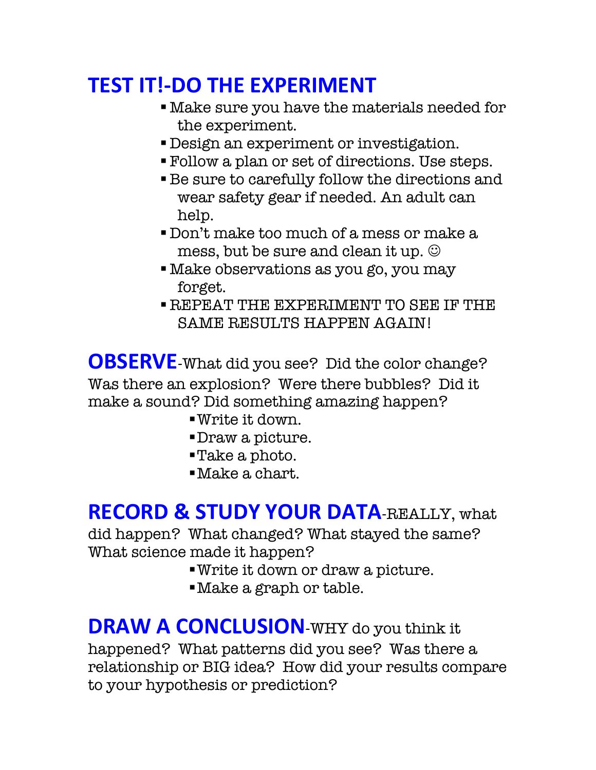## TEST IT!-DO THE EXPERIMENT

- Make sure you have the materials needed for the experiment.
- Design an experiment or investigation.
- Follow a plan or set of directions. Use steps.
- Be sure to carefully follow the directions and wear safety gear if needed. An adult can help.
- Don't make too much of a mess or make a mess, but be sure and clean it up. ☺
- Make observations as you go, you may forget.
- REPEAT THE EXPERIMENT TO SEE IF THE SAME RESULTS HAPPEN AGAIN!

## OBSERVE

-What did you see? Did the color change? Was there an explosion? Were there bubbles? Did it make a sound? Did something amazing happen?

- Write it down.
- Draw a picture.
- Take a photo.
- Make a chart.

## RECORD & STUDY YOUR DATA

-REALLY, what did happen? What changed? What stayed the same? What science made it happen?

- Write it down or draw a picture.
- Make a graph or table.

## DRAW A CONCLUSION

-WHY do you think it happened? What patterns did you see? Was there a relationship or BIG idea? How did your results compare to your hypothesis or prediction?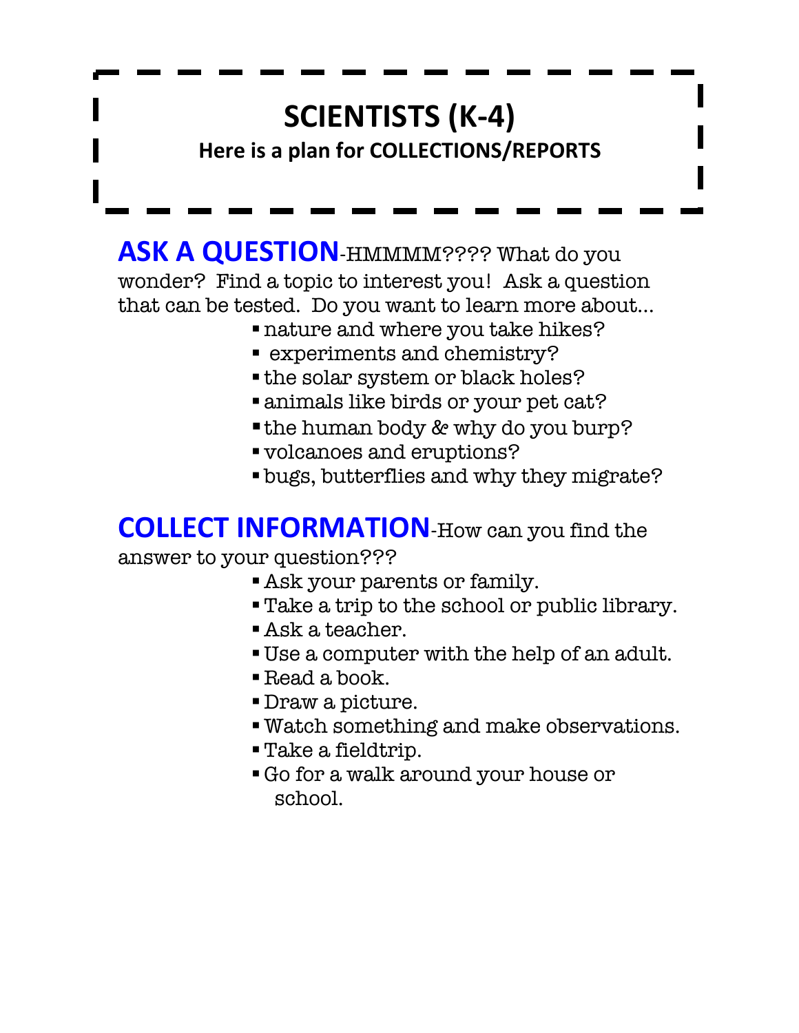# SCIENTISTS (K-4)

**Here is a plan for COLLECTIONS/REPORTS**

## ASK A QUESTION

-HMMMM???? What do you wonder? Find a topic to interest you! Ask a question that can be tested. Do you want to learn more about...

- nature and where you take hikes?
- experiments and chemistry?
- the solar system or black holes?
- animals like birds or your pet cat?
- the human body & why do you burp?
- volcanoes and eruptions?
- bugs, butterflies and why they migrate?

## COLLECT INFORMATION

-How can you find the answer to your question???

- Ask your parents or family.
- Take a trip to the school or public library.
- Ask a teacher.
- Use a computer with the help of an adult.
- Read a book.
- Draw a picture.
- Watch something and make observations.
- Take a fieldtrip.
- Go for a walk around your house or school.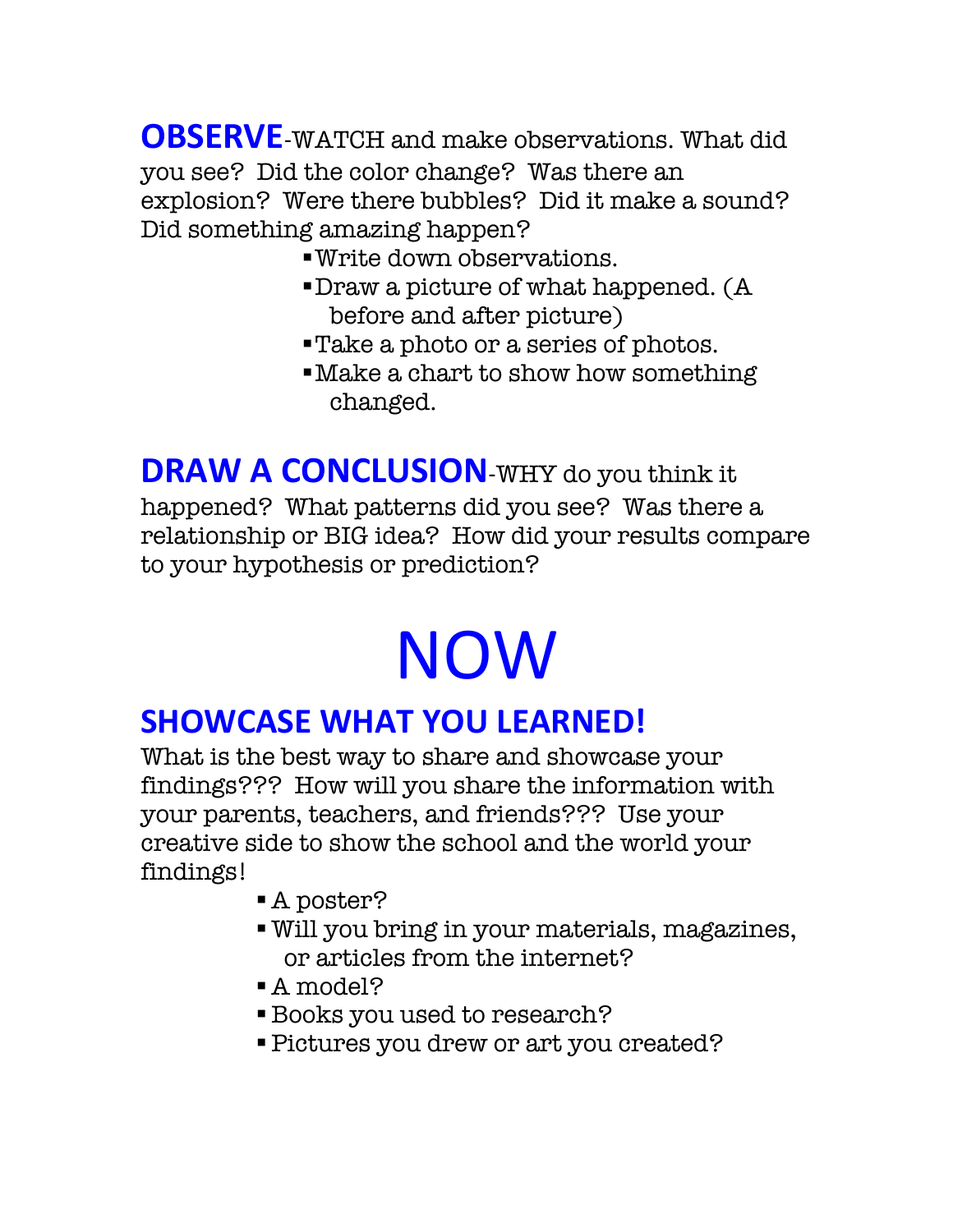**OBSERVE**-WATCH and make observations. What did you see? Did the color change? Was there an explosion? Were there bubbles? Did it make a sound? Did something amazing happen?

- Write down observations.
- Draw a picture of what happened. (A before and after picture)
- Take a photo or a series of photos.
- Make a chart to show how something changed.

**DRAW A CONCLUSION**-WHY do you think it happened? What patterns did you see? Was there a relationship or BIG idea? How did your results compare to your hypothesis or prediction?

# NOW

## SHOWCASE WHAT YOU LEARNED!

What is the best way to share and showcase your findings??? How will you share the information with your parents, teachers, and friends??? Use your creative side to show the school and the world your findings!

- A poster?
- Will you bring in your materials, magazines, or articles from the internet?
- A model?
- Books you used to research?
- Pictures you drew or art you created?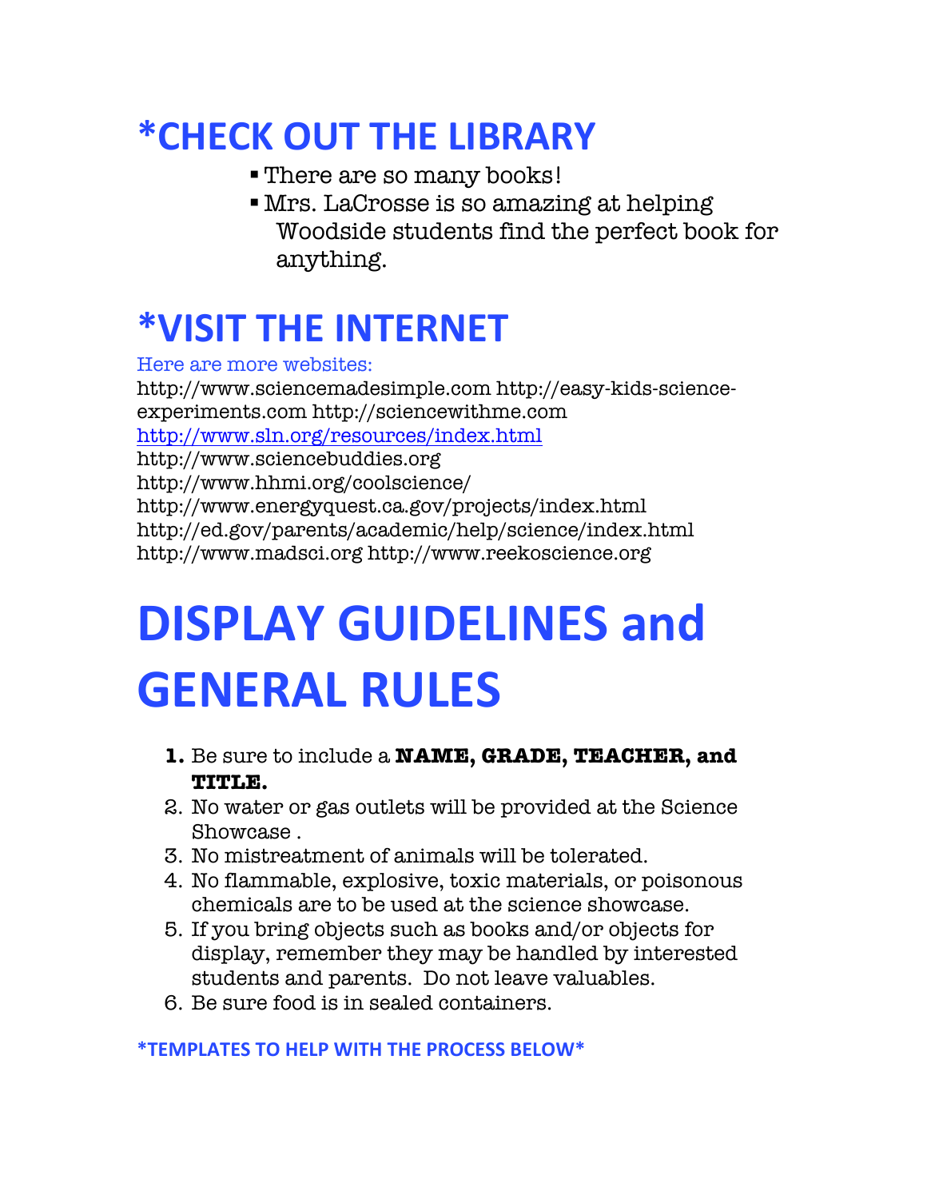# *CHECK OUT THE LIBRARY

- There are so many books!
- Mrs. LaCrosse is so amazing at helping Woodside students find the perfect book for anything.

# *VISIT THE INTERNET

Here are more websites:

http://www.sciencemadesimple.com http://easy-kids-science-experiments.com http://sciencewithme.com
http://www.sln.org/resources/index.html
http://www.sciencebuddies.org
http://www.hhmi.org/coolscience/
http://www.energyquest.ca.gov/projects/index.html
http://ed.gov/parents/academic/help/science/index.html
http://www.madsci.org http://www.reekoscience.org

# DISPLAY GUIDELINES and GENERAL RULES

1. Be sure to include a **NAME, GRADE, TEACHER, and TITLE.**
2. No water or gas outlets will be provided at the Science Showcase .
3. No mistreatment of animals will be tolerated.
4. No flammable, explosive, toxic materials, or poisonous chemicals are to be used at the science showcase.
5. If you bring objects such as books and/or objects for display, remember they may be handled by interested students and parents. Do not leave valuables.
6. Be sure food is in sealed containers.

**\*TEMPLATES TO HELP WITH THE PROCESS BELOW\***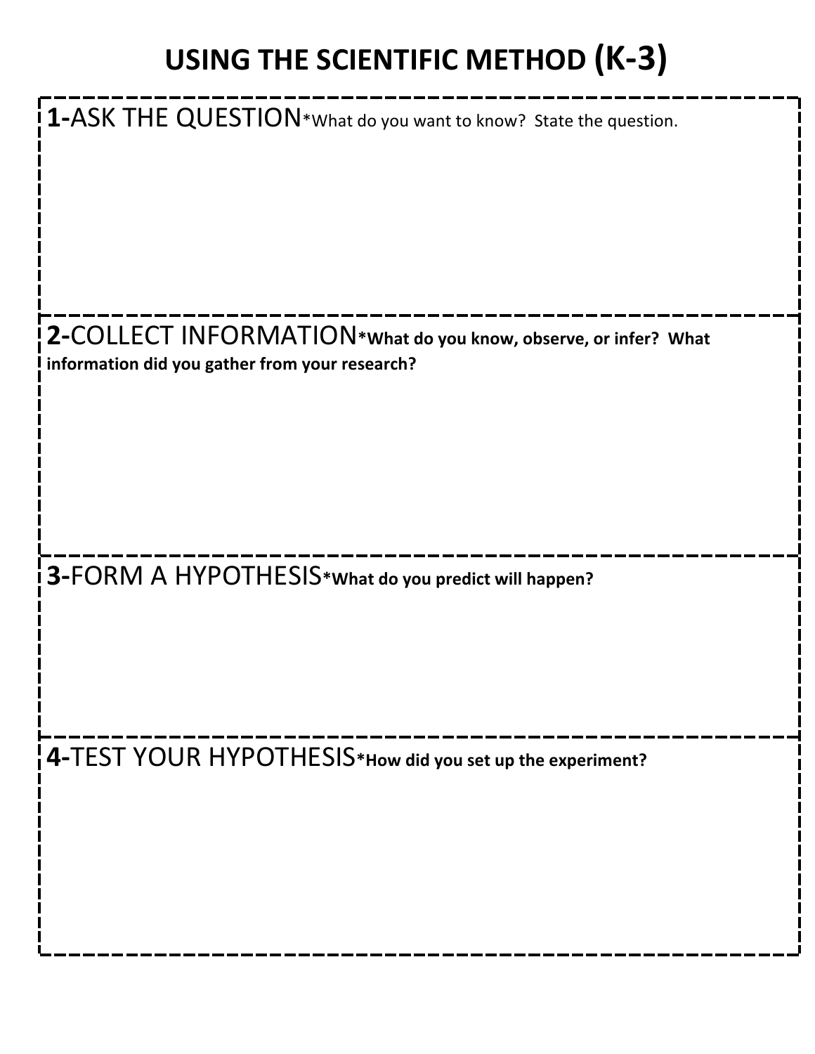# USING THE SCIENTIFIC METHOD (K-3)

**1-**ASK THE QUESTION*What do you want to know? State the question.

**2-**COLLECT INFORMATION***What do you know, observe, or infer? What information did you gather from your research?**

**3-**FORM A HYPOTHESIS***What do you predict will happen?**

**4-**TEST YOUR HYPOTHESIS***How did you set up the experiment?**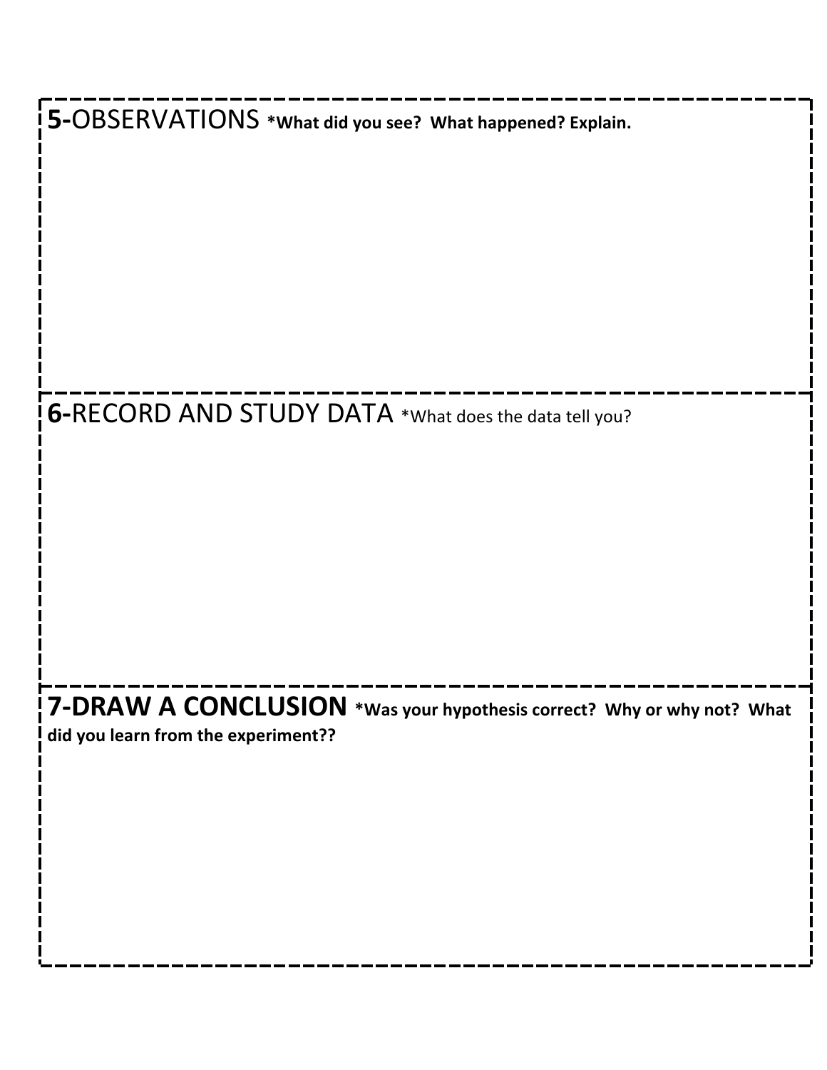## **5-**OBSERVATIONS **\*What did you see? What happened? Explain.**

## **6-**RECORD AND STUDY DATA \*What does the data tell you?

## **7-DRAW A CONCLUSION** **\*Was your hypothesis correct? Why or why not? What did you learn from the experiment??**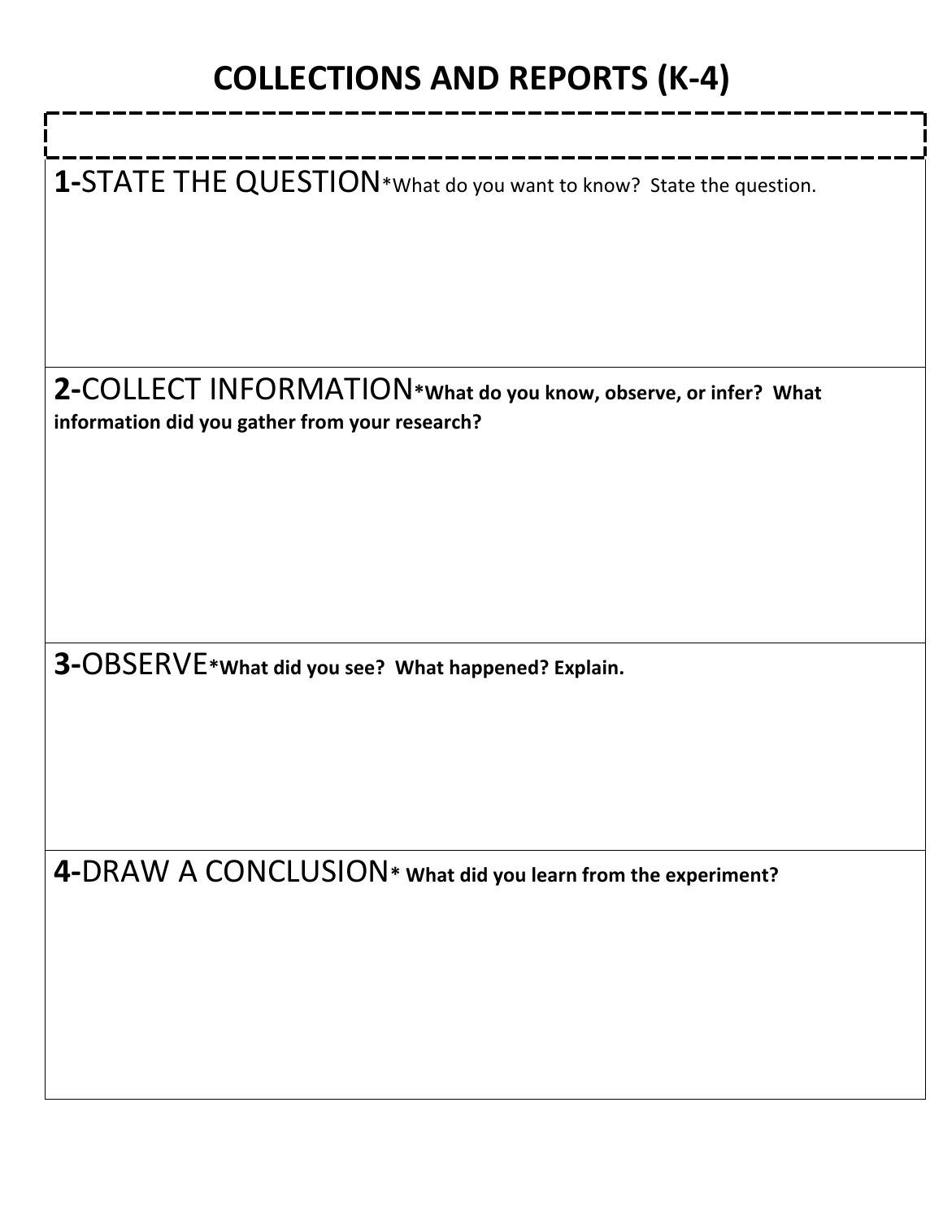# COLLECTIONS AND REPORTS (K-4)

**1-**STATE THE QUESTION*What do you want to know? State the question.

**2-**COLLECT INFORMATION***What do you know, observe, or infer? What information did you gather from your research?**

**3-**OBSERVE***What did you see? What happened? Explain.**

**4-**DRAW A CONCLUSION*** What did you learn from the experiment?**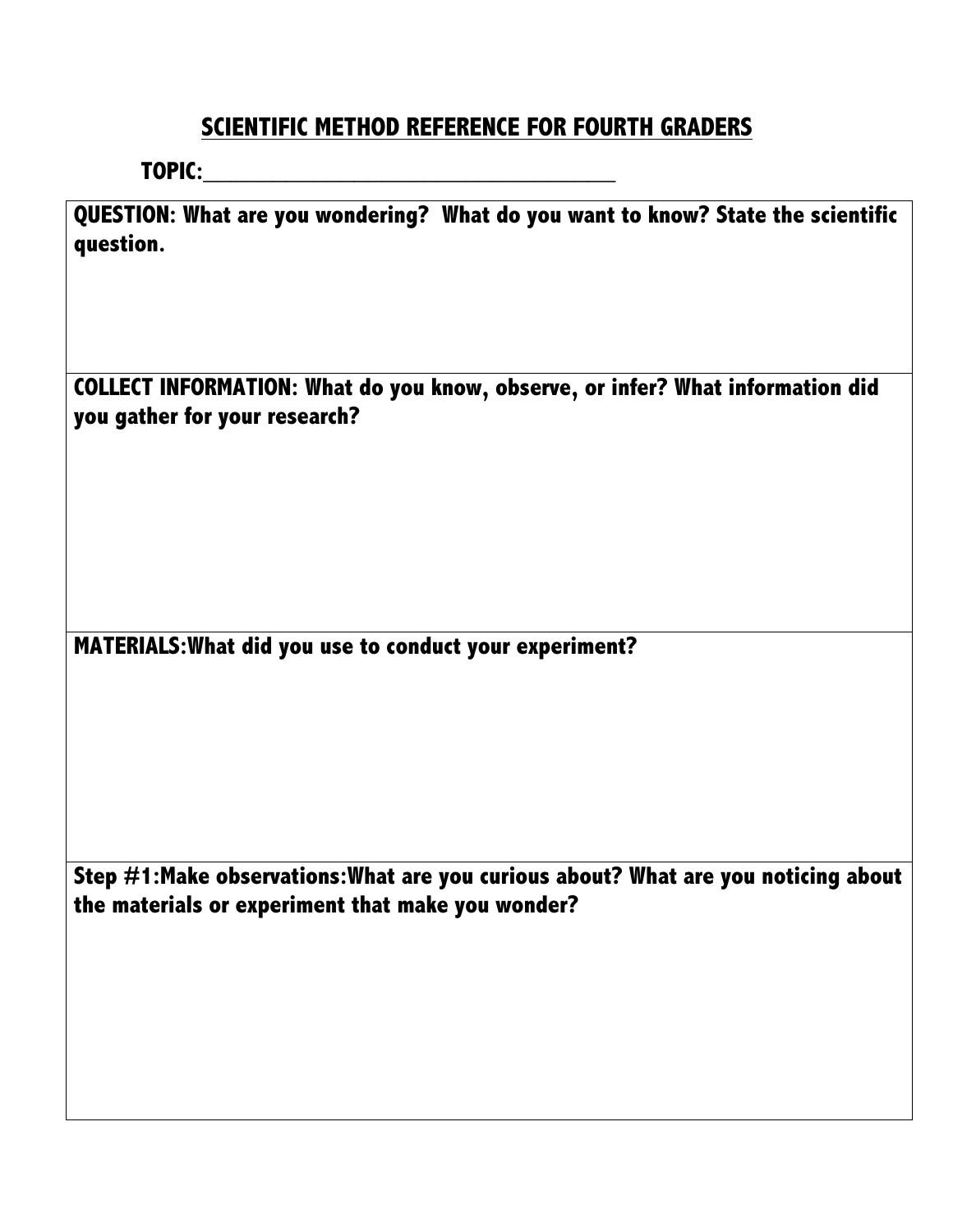## SCIENTIFIC METHOD REFERENCE FOR FOURTH GRADERS

**TOPIC:**\_\_\_\_\_\_\_\_\_\_\_\_\_\_\_\_\_\_\_\_\_\_\_\_\_\_\_\_\_\_\_\_\_\_\_\_\_\_\_\_

| **QUESTION: What are you wondering? What do you want to know? State the scientific question.** |
|---|
| **COLLECT INFORMATION: What do you know, observe, or infer? What information did you gather for your research?** |
| **MATERIALS:What did you use to conduct your experiment?** |
| **Step #1:Make observations:What are you curious about? What are you noticing about the materials or experiment that make you wonder?** |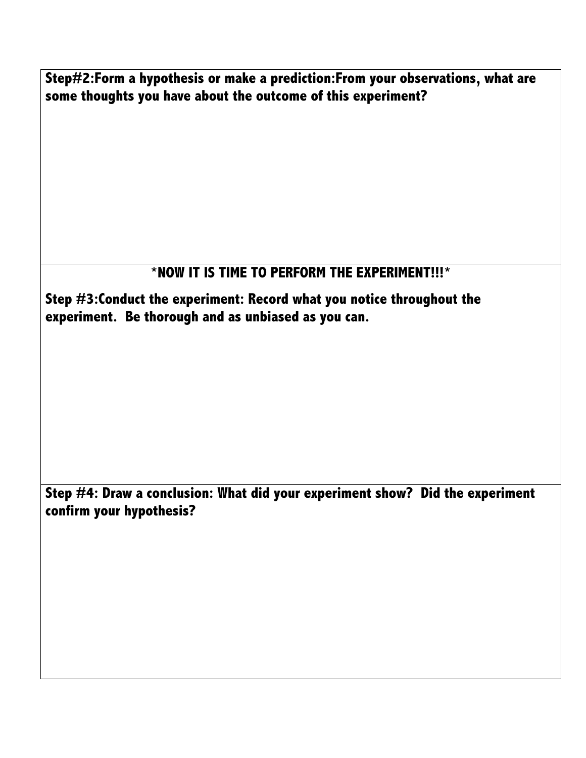**Step#2:Form a hypothesis or make a prediction:From your observations, what are some thoughts you have about the outcome of this experiment?**

**\*NOW IT IS TIME TO PERFORM THE EXPERIMENT!!!\***

**Step #3:Conduct the experiment: Record what you notice throughout the experiment. Be thorough and as unbiased as you can.**

**Step #4: Draw a conclusion: What did your experiment show? Did the experiment confirm your hypothesis?**